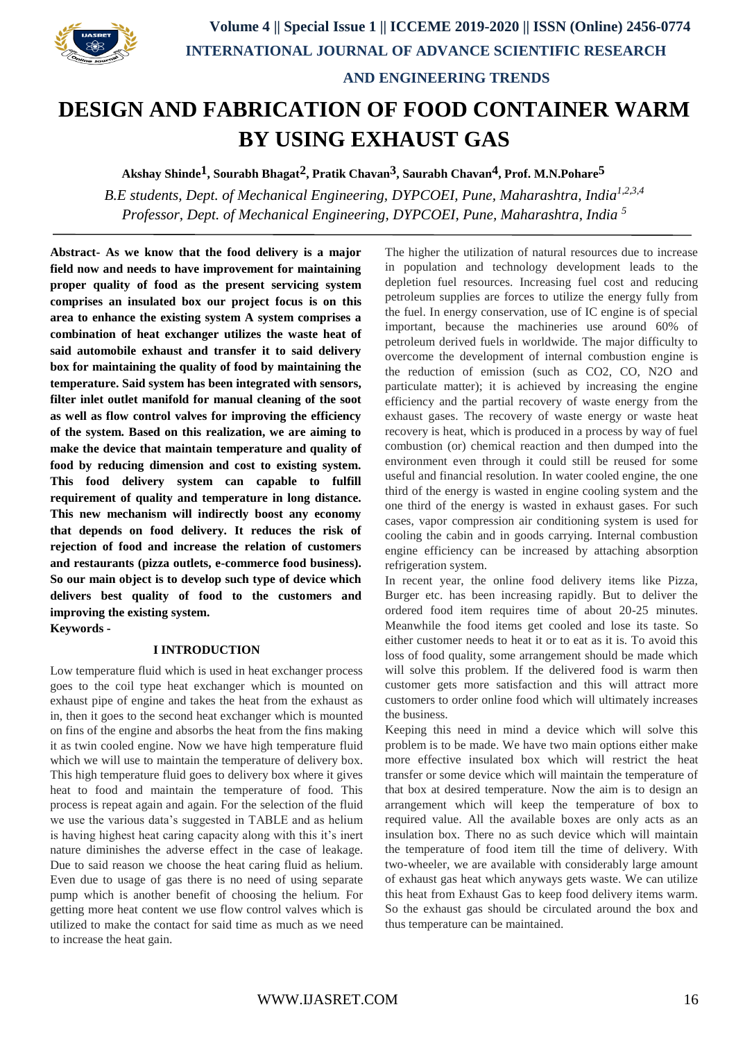# DESIGN AND FABRICATION OF FOOD CONTAINER WARM BY USING EXHAUST GAS

**Akshay Shinde[1], Sourabh Bhagat[2], Pratik Chavan[3], Saurabh Chavan[4], Prof. M.N.Pohare[5]**

*B.E students, Dept. of Mechanical Engineering, DYPCOEI, Pune, Maharashtra, India[1,2,3,4]*
*Professor, Dept. of Mechanical Engineering, DYPCOEI, Pune, Maharashtra, India [5]*

**Abstract- As we know that the food delivery is a major field now and needs to have improvement for maintaining proper quality of food as the present servicing system comprises an insulated box our project focus is on this area to enhance the existing system A system comprises a combination of heat exchanger utilizes the waste heat of said automobile exhaust and transfer it to said delivery box for maintaining the quality of food by maintaining the temperature. Said system has been integrated with sensors, filter inlet outlet manifold for manual cleaning of the soot as well as flow control valves for improving the efficiency of the system. Based on this realization, we are aiming to make the device that maintain temperature and quality of food by reducing dimension and cost to existing system. This food delivery system can capable to fulfill requirement of quality and temperature in long distance. This new mechanism will indirectly boost any economy that depends on food delivery. It reduces the risk of rejection of food and increase the relation of customers and restaurants (pizza outlets, e-commerce food business). So our main object is to develop such type of device which delivers best quality of food to the customers and improving the existing system.**

**Keywords -**

## I INTRODUCTION

Low temperature fluid which is used in heat exchanger process goes to the coil type heat exchanger which is mounted on exhaust pipe of engine and takes the heat from the exhaust as in, then it goes to the second heat exchanger which is mounted on fins of the engine and absorbs the heat from the fins making it as twin cooled engine. Now we have high temperature fluid which we will use to maintain the temperature of delivery box. This high temperature fluid goes to delivery box where it gives heat to food and maintain the temperature of food. This process is repeat again and again. For the selection of the fluid we use the various data's suggested in TABLE and as helium is having highest heat caring capacity along with this it's inert nature diminishes the adverse effect in the case of leakage. Due to said reason we choose the heat caring fluid as helium. Even due to usage of gas there is no need of using separate pump which is another benefit of choosing the helium. For getting more heat content we use flow control valves which is utilized to make the contact for said time as much as we need to increase the heat gain.

The higher the utilization of natural resources due to increase in population and technology development leads to the depletion fuel resources. Increasing fuel cost and reducing petroleum supplies are forces to utilize the energy fully from the fuel. In energy conservation, use of IC engine is of special important, because the machineries use around 60% of petroleum derived fuels in worldwide. The major difficulty to overcome the development of internal combustion engine is the reduction of emission (such as $CO_2$, CO, $N_2O$ and particulate matter); it is achieved by increasing the engine efficiency and the partial recovery of waste energy from the exhaust gases. The recovery of waste energy or waste heat recovery is heat, which is produced in a process by way of fuel combustion (or) chemical reaction and then dumped into the environment even through it could still be reused for some useful and financial resolution. In water cooled engine, the one third of the energy is wasted in engine cooling system and the one third of the energy is wasted in exhaust gases. For such cases, vapor compression air conditioning system is used for cooling the cabin and in goods carrying. Internal combustion engine efficiency can be increased by attaching absorption refrigeration system.

In recent year, the online food delivery items like Pizza, Burger etc. has been increasing rapidly. But to deliver the ordered food item requires time of about 20-25 minutes. Meanwhile the food items get cooled and lose its taste. So either customer needs to heat it or to eat as it is. To avoid this loss of food quality, some arrangement should be made which will solve this problem. If the delivered food is warm then customer gets more satisfaction and this will attract more customers to order online food which will ultimately increases the business.

Keeping this need in mind a device which will solve this problem is to be made. We have two main options either make more effective insulated box which will restrict the heat transfer or some device which will maintain the temperature of that box at desired temperature. Now the aim is to design an arrangement which will keep the temperature of box to required value. All the available boxes are only acts as an insulation box. There no as such device which will maintain the temperature of food item till the time of delivery. With two-wheeler, we are available with considerably large amount of exhaust gas heat which anyways gets waste. We can utilize this heat from Exhaust Gas to keep food delivery items warm. So the exhaust gas should be circulated around the box and thus temperature can be maintained.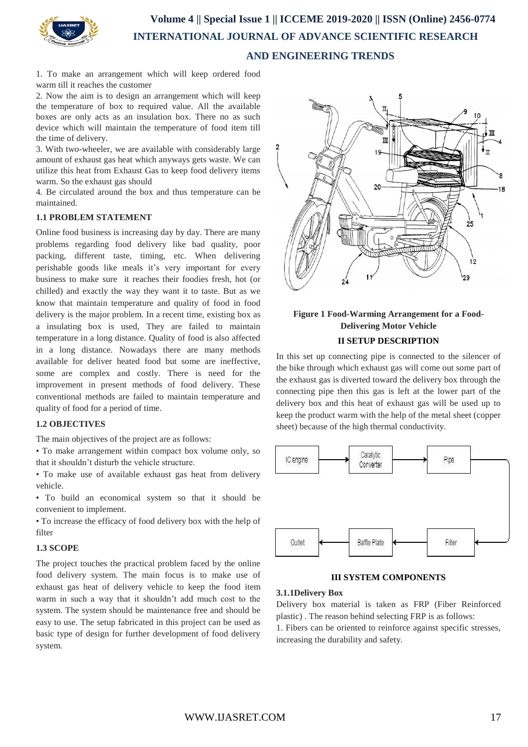1. To make an arrangement which will keep ordered food warm till it reaches the customer

2. Now the aim is to design an arrangement which will keep the temperature of box to required value. All the available boxes are only acts as an insulation box. There no as such device which will maintain the temperature of food item till the time of delivery.

3. With two-wheeler, we are available with considerably large amount of exhaust gas heat which anyways gets waste. We can utilize this heat from Exhaust Gas to keep food delivery items warm. So the exhaust gas should

4. Be circulated around the box and thus temperature can be maintained.

### 1.1 PROBLEM STATEMENT

Online food business is increasing day by day. There are many problems regarding food delivery like bad quality, poor packing, different taste, timing, etc. When delivering perishable goods like meals it's very important for every business to make sure it reaches their foodies fresh, hot (or chilled) and exactly the way they want it to taste. But as we know that maintain temperature and quality of food in food delivery is the major problem. In a recent time, existing box as a insulating box is used, They are failed to maintain temperature in a long distance. Quality of food is also affected in a long distance. Nowadays there are many methods available for deliver heated food but some are ineffective, some are complex and costly. There is need for the improvement in present methods of food delivery. These conventional methods are failed to maintain temperature and quality of food for a period of time.

### 1.2 OBJECTIVES

The main objectives of the project are as follows:

- To make arrangement within compact box volume only, so that it shouldn't disturb the vehicle structure.
- To make use of available exhaust gas heat from delivery vehicle.
- To build an economical system so that it should be convenient to implement.
- To increase the efficacy of food delivery box with the help of filter

### 1.3 SCOPE

The project touches the practical problem faced by the online food delivery system. The main focus is to make use of exhaust gas heat of delivery vehicle to keep the food item warm in such a way that it shouldn't add much cost to the system. The system should be maintenance free and should be easy to use. The setup fabricated in this project can be used as basic type of design for further development of food delivery system.

**Figure 1 Food-Warming Arrangement for a Food-Delivering Motor Vehicle**

## II SETUP DESCRIPTION

In this set up connecting pipe is connected to the silencer of the bike through which exhaust gas will come out some part of the exhaust gas is diverted toward the delivery box through the connecting pipe then this gas is left at the lower part of the delivery box and this heat of exhaust gas will be used up to keep the product warm with the help of the metal sheet (copper sheet) because of the high thermal conductivity.

IC engine → Catalytic Converter → Pipe → Filter → Baffle Plate → Outlet

## III SYSTEM COMPONENTS

### 3.1.1Delivery Box

Delivery box material is taken as FRP (Fiber Reinforced plastic) . The reason behind selecting FRP is as follows:

1. Fibers can be oriented to reinforce against specific stresses, increasing the durability and safety.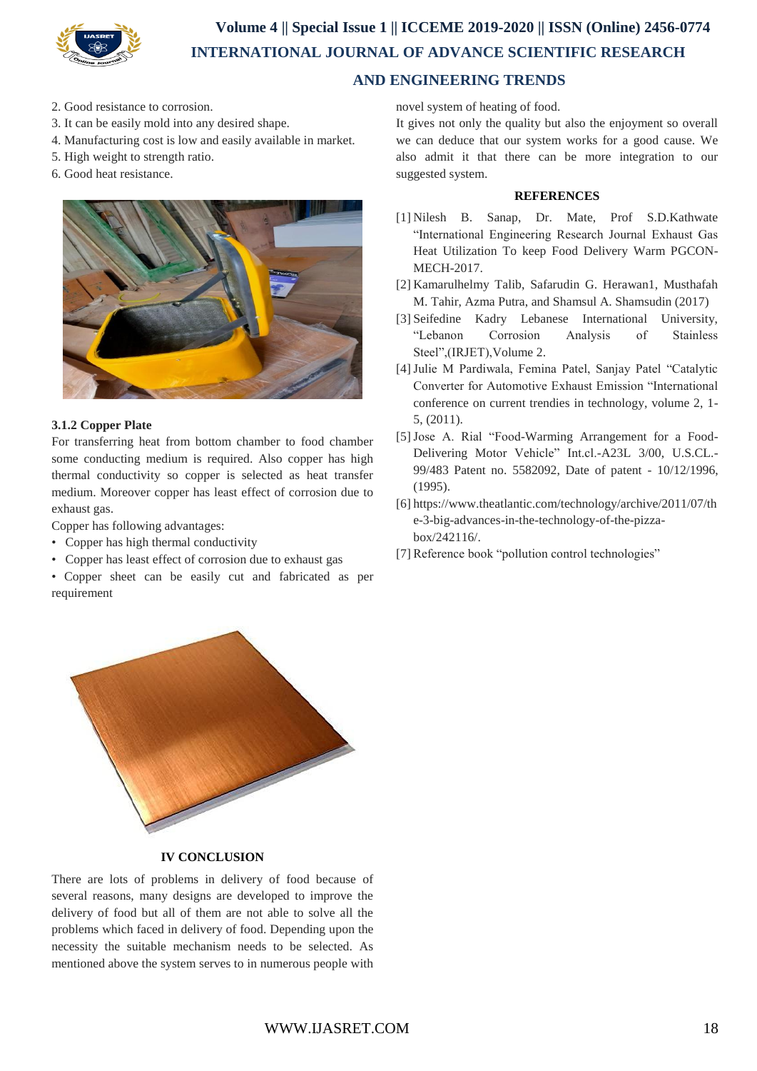2. Good resistance to corrosion.
3. It can be easily mold into any desired shape.
4. Manufacturing cost is low and easily available in market.
5. High weight to strength ratio.
6. Good heat resistance.

### 3.1.2 Copper Plate

For transferring heat from bottom chamber to food chamber some conducting medium is required. Also copper has high thermal conductivity so copper is selected as heat transfer medium. Moreover copper has least effect of corrosion due to exhaust gas.

Copper has following advantages:

- Copper has high thermal conductivity
- Copper has least effect of corrosion due to exhaust gas
- Copper sheet can be easily cut and fabricated as per requirement

## IV CONCLUSION

There are lots of problems in delivery of food because of several reasons, many designs are developed to improve the delivery of food but all of them are not able to solve all the problems which faced in delivery of food. Depending upon the necessity the suitable mechanism needs to be selected. As mentioned above the system serves to in numerous people with novel system of heating of food.

It gives not only the quality but also the enjoyment so overall we can deduce that our system works for a good cause. We also admit it that there can be more integration to our suggested system.

## REFERENCES

[1] Nilesh B. Sanap, Dr. Mate, Prof S.D.Kathwate "International Engineering Research Journal Exhaust Gas Heat Utilization To keep Food Delivery Warm PGCON-MECH-2017.

[2] Kamarulhelmy Talib, Safarudin G. Herawan1, Musthafah M. Tahir, Azma Putra, and Shamsul A. Shamsudin (2017)

[3] Seifedine Kadry Lebanese International University, "Lebanon Corrosion Analysis of Stainless Steel",(IRJET),Volume 2.

[4] Julie M Pardiwala, Femina Patel, Sanjay Patel "Catalytic Converter for Automotive Exhaust Emission "International conference on current trendies in technology, volume 2, 1-5, (2011).

[5] Jose A. Rial "Food-Warming Arrangement for a Food-Delivering Motor Vehicle" Int.cl.-A23L 3/00, U.S.CL.-99/483 Patent no. 5582092, Date of patent - 10/12/1996, (1995).

[6] https://www.theatlantic.com/technology/archive/2011/07/the-3-big-advances-in-the-technology-of-the-pizza-box/242116/.

[7] Reference book "pollution control technologies"